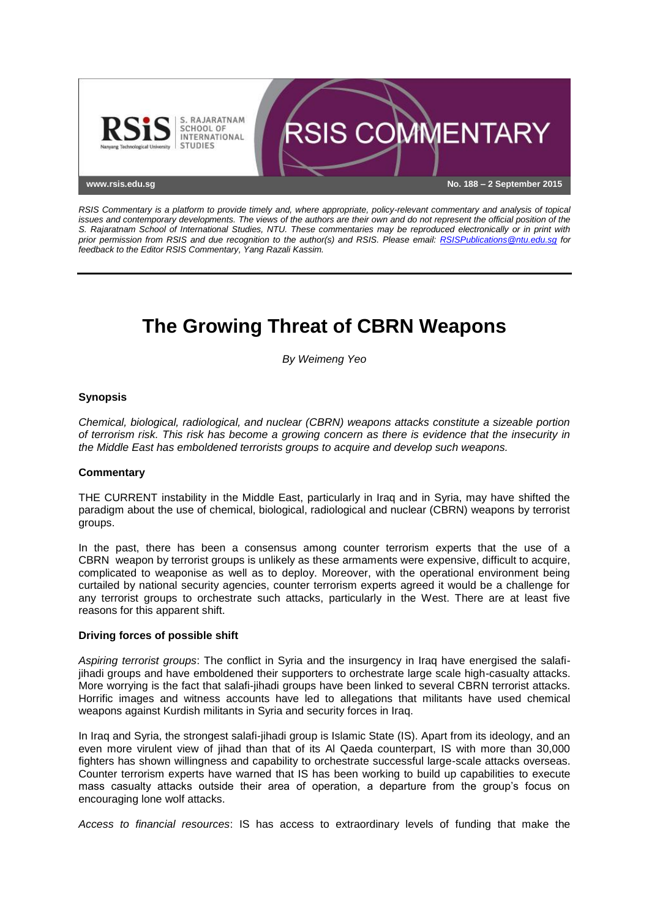RSIS COMMENTARY

www.rsis.edu.sg

No. 188 – 2 September 2015

*RSIS Commentary is a platform to provide timely and, where appropriate, policy-relevant commentary and analysis of topical issues and contemporary developments. The views of the authors are their own and do not represent the official position of the S. Rajaratnam School of International Studies, NTU. These commentaries may be reproduced electronically or in print with prior permission from RSIS and due recognition to the author(s) and RSIS. Please email: RSISPublications@ntu.edu.sg for feedback to the Editor RSIS Commentary, Yang Razali Kassim.*

# The Growing Threat of CBRN Weapons

*By Weimeng Yeo*

## Synopsis

*Chemical, biological, radiological, and nuclear (CBRN) weapons attacks constitute a sizeable portion of terrorism risk. This risk has become a growing concern as there is evidence that the insecurity in the Middle East has emboldened terrorists groups to acquire and develop such weapons.*

## Commentary

THE CURRENT instability in the Middle East, particularly in Iraq and in Syria, may have shifted the paradigm about the use of chemical, biological, radiological and nuclear (CBRN) weapons by terrorist groups.

In the past, there has been a consensus among counter terrorism experts that the use of a CBRN weapon by terrorist groups is unlikely as these armaments were expensive, difficult to acquire, complicated to weaponise as well as to deploy. Moreover, with the operational environment being curtailed by national security agencies, counter terrorism experts agreed it would be a challenge for any terrorist groups to orchestrate such attacks, particularly in the West. There are at least five reasons for this apparent shift.

### Driving forces of possible shift

*Aspiring terrorist groups*: The conflict in Syria and the insurgency in Iraq have energised the salafi-jihadi groups and have emboldened their supporters to orchestrate large scale high-casualty attacks. More worrying is the fact that salafi-jihadi groups have been linked to several CBRN terrorist attacks. Horrific images and witness accounts have led to allegations that militants have used chemical weapons against Kurdish militants in Syria and security forces in Iraq.

In Iraq and Syria, the strongest salafi-jihadi group is Islamic State (IS). Apart from its ideology, and an even more virulent view of jihad than that of its Al Qaeda counterpart, IS with more than 30,000 fighters has shown willingness and capability to orchestrate successful large-scale attacks overseas. Counter terrorism experts have warned that IS has been working to build up capabilities to execute mass casualty attacks outside their area of operation, a departure from the group's focus on encouraging lone wolf attacks.

*Access to financial resources*: IS has access to extraordinary levels of funding that make the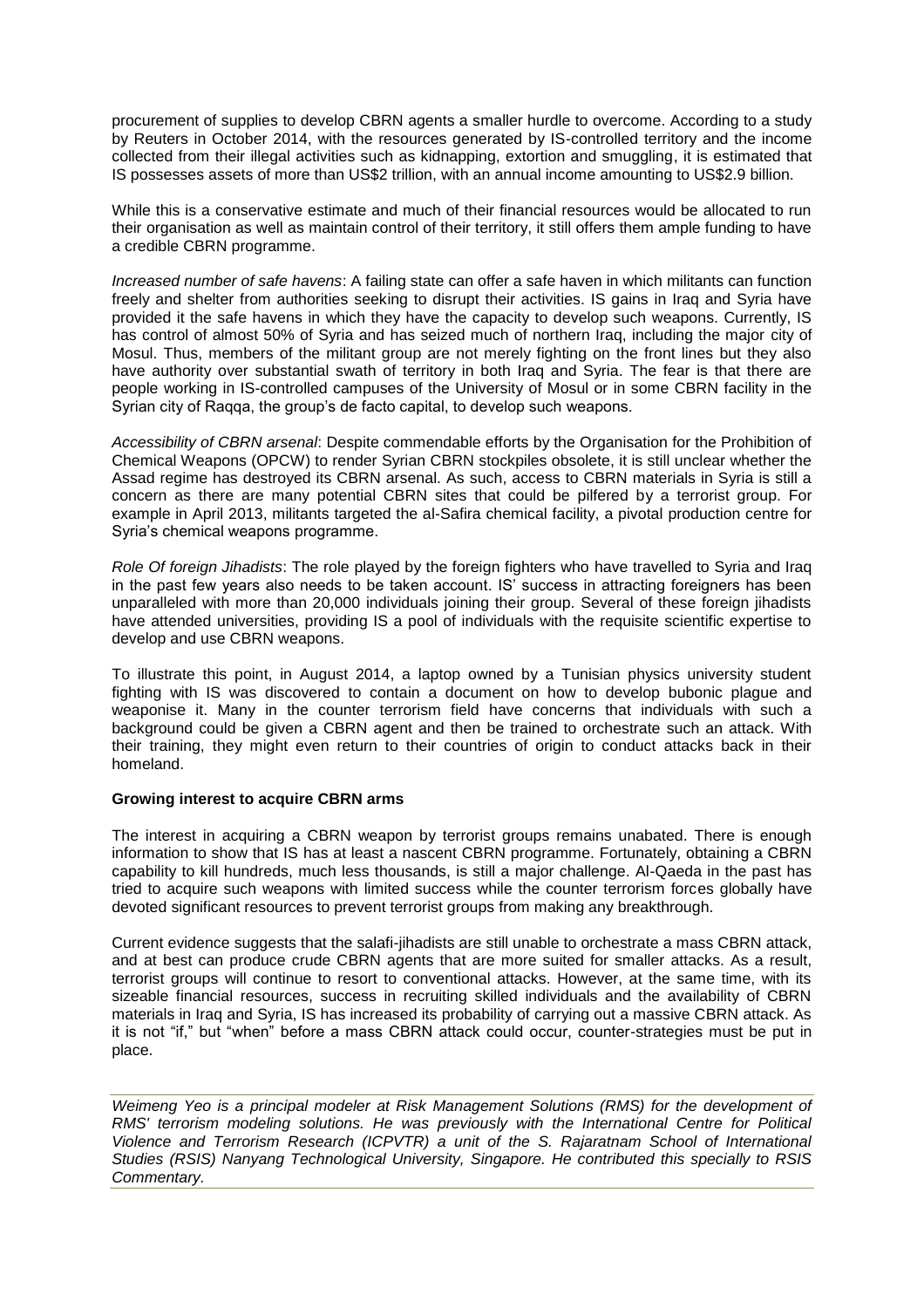procurement of supplies to develop CBRN agents a smaller hurdle to overcome. According to a study by Reuters in October 2014, with the resources generated by IS-controlled territory and the income collected from their illegal activities such as kidnapping, extortion and smuggling, it is estimated that IS possesses assets of more than US$2 trillion, with an annual income amounting to US$2.9 billion.

While this is a conservative estimate and much of their financial resources would be allocated to run their organisation as well as maintain control of their territory, it still offers them ample funding to have a credible CBRN programme.

*Increased number of safe havens*: A failing state can offer a safe haven in which militants can function freely and shelter from authorities seeking to disrupt their activities. IS gains in Iraq and Syria have provided it the safe havens in which they have the capacity to develop such weapons. Currently, IS has control of almost 50% of Syria and has seized much of northern Iraq, including the major city of Mosul. Thus, members of the militant group are not merely fighting on the front lines but they also have authority over substantial swath of territory in both Iraq and Syria. The fear is that there are people working in IS-controlled campuses of the University of Mosul or in some CBRN facility in the Syrian city of Raqqa, the group's de facto capital, to develop such weapons.

*Accessibility of CBRN arsenal*: Despite commendable efforts by the Organisation for the Prohibition of Chemical Weapons (OPCW) to render Syrian CBRN stockpiles obsolete, it is still unclear whether the Assad regime has destroyed its CBRN arsenal. As such, access to CBRN materials in Syria is still a concern as there are many potential CBRN sites that could be pilfered by a terrorist group. For example in April 2013, militants targeted the al-Safira chemical facility, a pivotal production centre for Syria's chemical weapons programme.

*Role Of foreign Jihadists*: The role played by the foreign fighters who have travelled to Syria and Iraq in the past few years also needs to be taken account. IS' success in attracting foreigners has been unparalleled with more than 20,000 individuals joining their group. Several of these foreign jihadists have attended universities, providing IS a pool of individuals with the requisite scientific expertise to develop and use CBRN weapons.

To illustrate this point, in August 2014, a laptop owned by a Tunisian physics university student fighting with IS was discovered to contain a document on how to develop bubonic plague and weaponise it. Many in the counter terrorism field have concerns that individuals with such a background could be given a CBRN agent and then be trained to orchestrate such an attack. With their training, they might even return to their countries of origin to conduct attacks back in their homeland.

**Growing interest to acquire CBRN arms**

The interest in acquiring a CBRN weapon by terrorist groups remains unabated. There is enough information to show that IS has at least a nascent CBRN programme. Fortunately, obtaining a CBRN capability to kill hundreds, much less thousands, is still a major challenge. Al-Qaeda in the past has tried to acquire such weapons with limited success while the counter terrorism forces globally have devoted significant resources to prevent terrorist groups from making any breakthrough.

Current evidence suggests that the salafi-jihadists are still unable to orchestrate a mass CBRN attack, and at best can produce crude CBRN agents that are more suited for smaller attacks. As a result, terrorist groups will continue to resort to conventional attacks. However, at the same time, with its sizeable financial resources, success in recruiting skilled individuals and the availability of CBRN materials in Iraq and Syria, IS has increased its probability of carrying out a massive CBRN attack. As it is not "if," but "when" before a mass CBRN attack could occur, counter-strategies must be put in place.

*Weimeng Yeo is a principal modeler at Risk Management Solutions (RMS) for the development of RMS' terrorism modeling solutions. He was previously with the International Centre for Political Violence and Terrorism Research (ICPVTR) a unit of the S. Rajaratnam School of International Studies (RSIS) Nanyang Technological University, Singapore. He contributed this specially to RSIS Commentary.*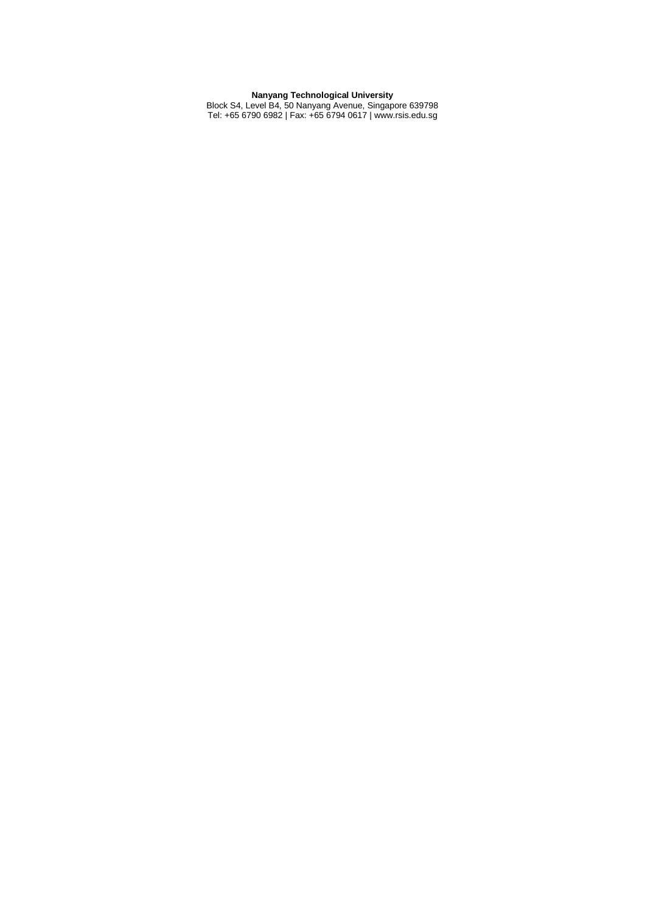**Nanyang Technological University**
Block S4, Level B4, 50 Nanyang Avenue, Singapore 639798
Tel: +65 6790 6982 | Fax: +65 6794 0617 | www.rsis.edu.sg